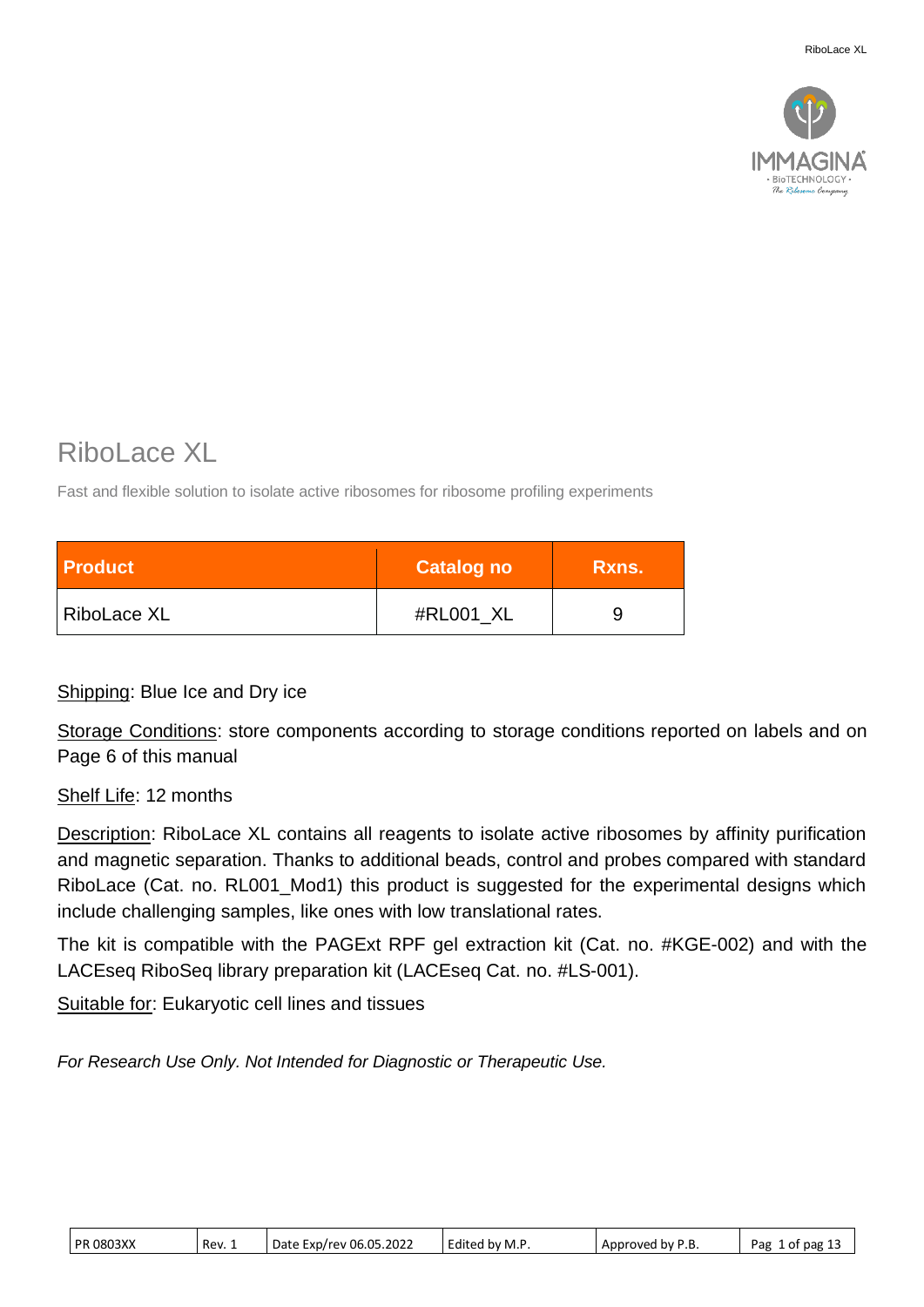# RiboLace XL

Fast and flexible solution to isolate active ribosomes for ribosome profiling experiments

| Product | Catalog no | Rxns. |
| --- | --- | --- |
| RiboLace XL | #RL001_XL | 9 |

Shipping: Blue Ice and Dry ice

Storage Conditions: store components according to storage conditions reported on labels and on Page 6 of this manual

Shelf Life: 12 months

Description: RiboLace XL contains all reagents to isolate active ribosomes by affinity purification and magnetic separation. Thanks to additional beads, control and probes compared with standard RiboLace (Cat. no. RL001_Mod1) this product is suggested for the experimental designs which include challenging samples, like ones with low translational rates.

The kit is compatible with the PAGExt RPF gel extraction kit (Cat. no. #KGE-002) and with the LACEseq RiboSeq library preparation kit (LACEseq Cat. no. #LS-001).

Suitable for: Eukaryotic cell lines and tissues

*For Research Use Only. Not Intended for Diagnostic or Therapeutic Use.*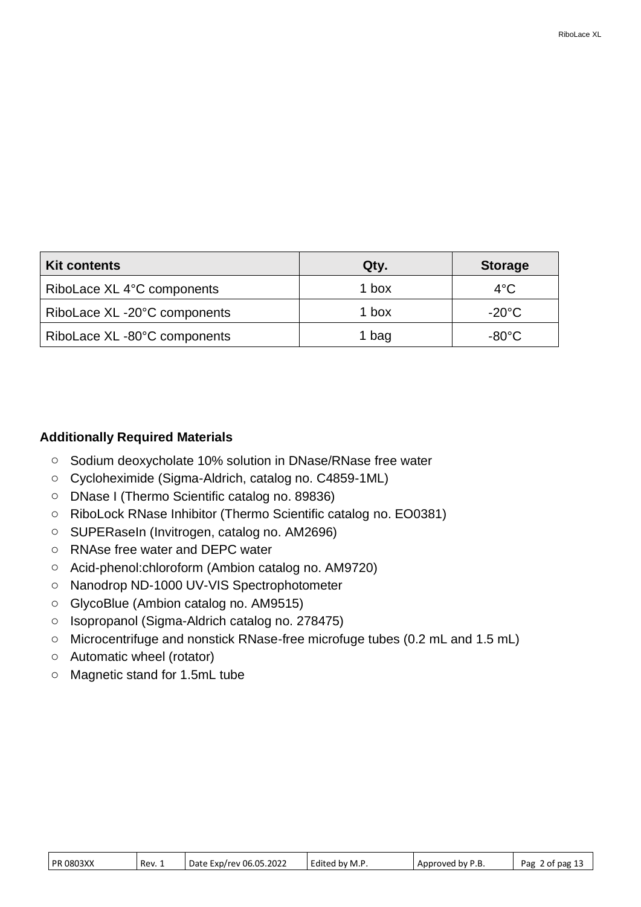| Kit contents | Qty. | Storage |
|---|---|---|
| RiboLace XL 4°C components | 1 box | 4°C |
| RiboLace XL -20°C components | 1 box | -20°C |
| RiboLace XL -80°C components | 1 bag | -80°C |

**Additionally Required Materials**

- Sodium deoxycholate 10% solution in DNase/RNase free water
- Cycloheximide (Sigma-Aldrich, catalog no. C4859-1ML)
- DNase I (Thermo Scientific catalog no. 89836)
- RiboLock RNase Inhibitor (Thermo Scientific catalog no. EO0381)
- SUPERaseIn (Invitrogen, catalog no. AM2696)
- RNAse free water and DEPC water
- Acid-phenol:chloroform (Ambion catalog no. AM9720)
- Nanodrop ND-1000 UV-VIS Spectrophotometer
- GlycoBlue (Ambion catalog no. AM9515)
- Isopropanol (Sigma-Aldrich catalog no. 278475)
- Microcentrifuge and nonstick RNase-free microfuge tubes (0.2 mL and 1.5 mL)
- Automatic wheel (rotator)
- Magnetic stand for 1.5mL tube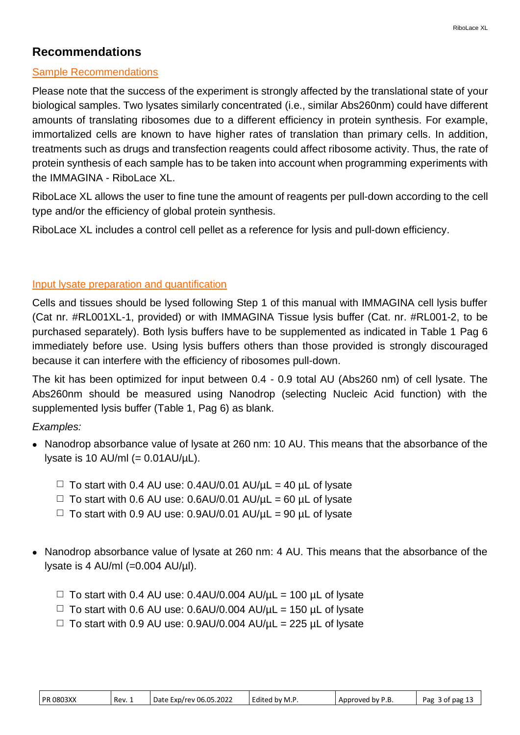## Recommendations

### Sample Recommendations

Please note that the success of the experiment is strongly affected by the translational state of your biological samples. Two lysates similarly concentrated (i.e., similar Abs260nm) could have different amounts of translating ribosomes due to a different efficiency in protein synthesis. For example, immortalized cells are known to have higher rates of translation than primary cells. In addition, treatments such as drugs and transfection reagents could affect ribosome activity. Thus, the rate of protein synthesis of each sample has to be taken into account when programming experiments with the IMMAGINA - RiboLace XL.

RiboLace XL allows the user to fine tune the amount of reagents per pull-down according to the cell type and/or the efficiency of global protein synthesis.

RiboLace XL includes a control cell pellet as a reference for lysis and pull-down efficiency.

### Input lysate preparation and quantification

Cells and tissues should be lysed following Step 1 of this manual with IMMAGINA cell lysis buffer (Cat nr. #RL001XL-1, provided) or with IMMAGINA Tissue lysis buffer (Cat. nr. #RL001-2, to be purchased separately). Both lysis buffers have to be supplemented as indicated in Table 1 Pag 6 immediately before use. Using lysis buffers others than those provided is strongly discouraged because it can interfere with the efficiency of ribosomes pull-down.

The kit has been optimized for input between 0.4 - 0.9 total AU (Abs260 nm) of cell lysate. The Abs260nm should be measured using Nanodrop (selecting Nucleic Acid function) with the supplemented lysis buffer (Table 1, Pag 6) as blank.

*Examples:*

- Nanodrop absorbance value of lysate at 260 nm: 10 AU. This means that the absorbance of the lysate is 10 AU/ml (= 0.01AU/µL).
  - ☐ To start with 0.4 AU use: 0.4AU/0.01 AU/µL = 40 µL of lysate
  - ☐ To start with 0.6 AU use: 0.6AU/0.01 AU/µL = 60 µL of lysate
  - ☐ To start with 0.9 AU use: 0.9AU/0.01 AU/µL = 90 µL of lysate

- Nanodrop absorbance value of lysate at 260 nm: 4 AU. This means that the absorbance of the lysate is 4 AU/ml (=0.004 AU/µl).
  - ☐ To start with 0.4 AU use: 0.4AU/0.004 AU/µL = 100 µL of lysate
  - ☐ To start with 0.6 AU use: 0.6AU/0.004 AU/µL = 150 µL of lysate
  - ☐ To start with 0.9 AU use: 0.9AU/0.004 AU/µL = 225 µL of lysate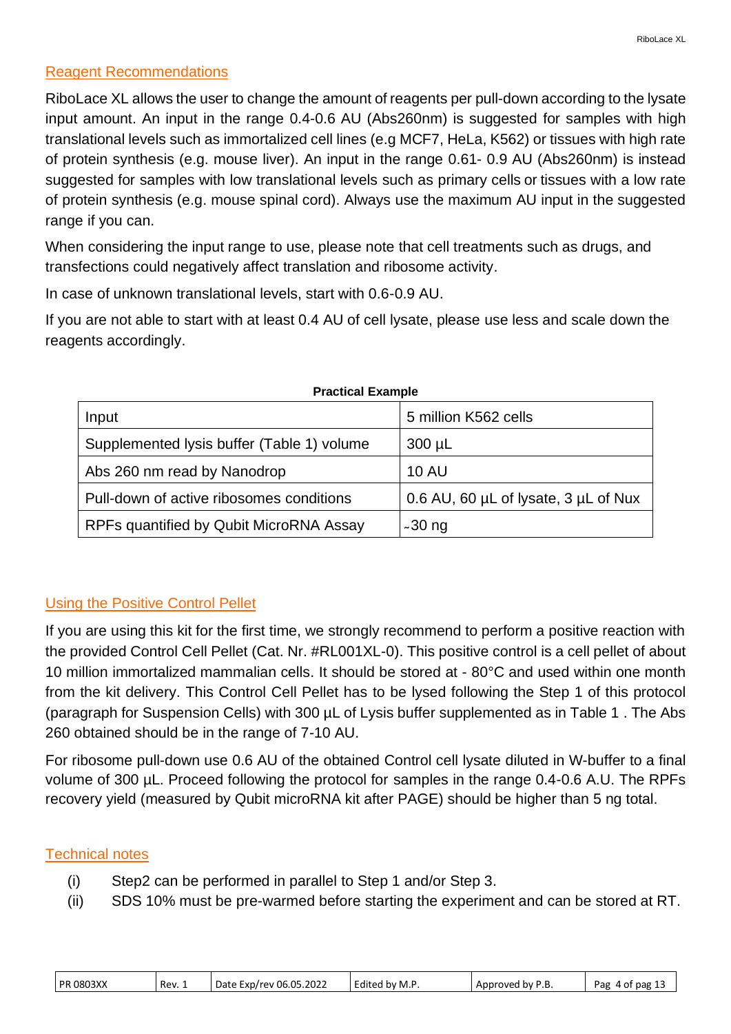## Reagent Recommendations

RiboLace XL allows the user to change the amount of reagents per pull-down according to the lysate input amount. An input in the range 0.4-0.6 AU (Abs260nm) is suggested for samples with high translational levels such as immortalized cell lines (e.g MCF7, HeLa, K562) or tissues with high rate of protein synthesis (e.g. mouse liver). An input in the range 0.61- 0.9 AU (Abs260nm) is instead suggested for samples with low translational levels such as primary cells or tissues with a low rate of protein synthesis (e.g. mouse spinal cord). Always use the maximum AU input in the suggested range if you can.

When considering the input range to use, please note that cell treatments such as drugs, and transfections could negatively affect translation and ribosome activity.

In case of unknown translational levels, start with 0.6-0.9 AU.

If you are not able to start with at least 0.4 AU of cell lysate, please use less and scale down the reagents accordingly.

**Practical Example**

| Input | 5 million K562 cells |
|---|---|
| Supplemented lysis buffer (Table 1) volume | 300 µL |
| Abs 260 nm read by Nanodrop | 10 AU |
| Pull-down of active ribosomes conditions | 0.6 AU, 60 µL of lysate, 3 µL of Nux |
| RPFs quantified by Qubit MicroRNA Assay | ~30 ng |

## Using the Positive Control Pellet

If you are using this kit for the first time, we strongly recommend to perform a positive reaction with the provided Control Cell Pellet (Cat. Nr. #RL001XL-0). This positive control is a cell pellet of about 10 million immortalized mammalian cells. It should be stored at - 80°C and used within one month from the kit delivery. This Control Cell Pellet has to be lysed following the Step 1 of this protocol (paragraph for Suspension Cells) with 300 µL of Lysis buffer supplemented as in Table 1 . The Abs 260 obtained should be in the range of 7-10 AU.

For ribosome pull-down use 0.6 AU of the obtained Control cell lysate diluted in W-buffer to a final volume of 300 µL. Proceed following the protocol for samples in the range 0.4-0.6 A.U. The RPFs recovery yield (measured by Qubit microRNA kit after PAGE) should be higher than 5 ng total.

## Technical notes

(i) Step2 can be performed in parallel to Step 1 and/or Step 3.

(ii) SDS 10% must be pre-warmed before starting the experiment and can be stored at RT.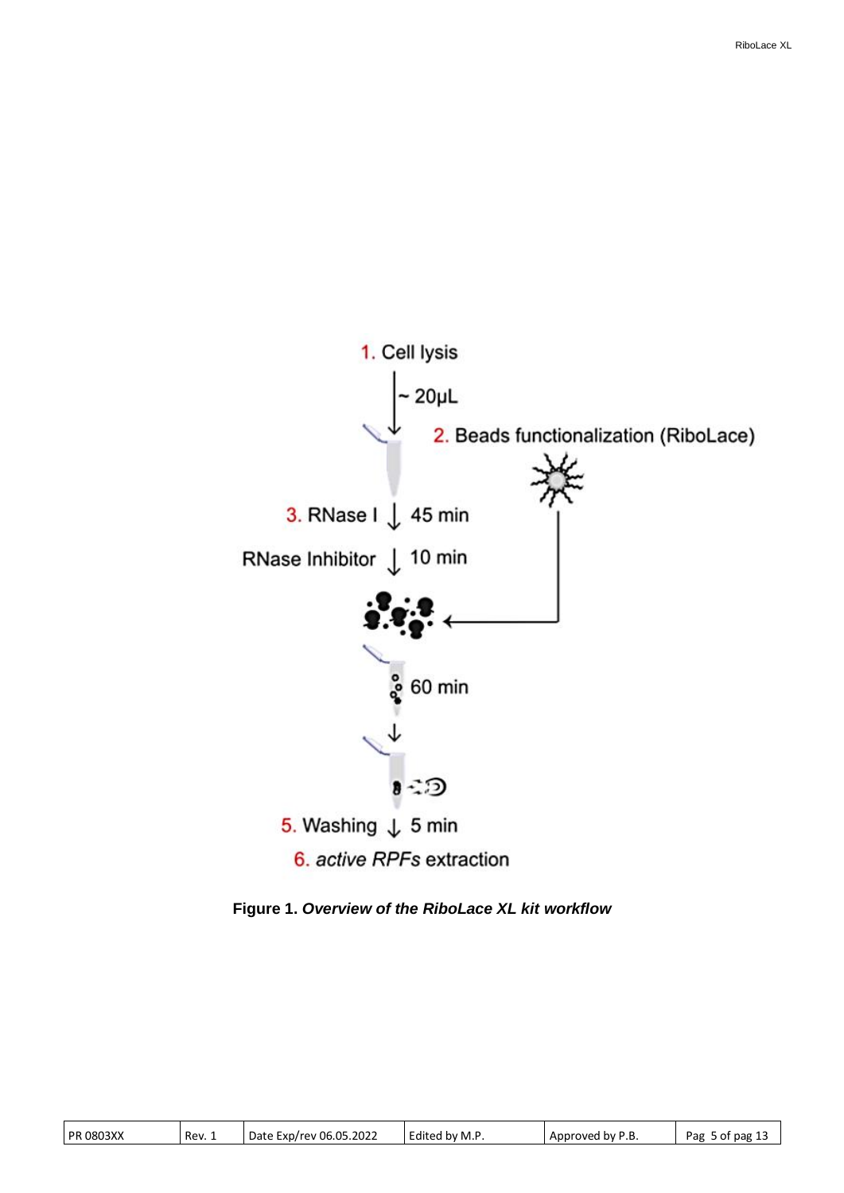1. Cell lysis

~ 20µL

2. Beads functionalization (RiboLace)

3. RNase I ↓ 45 min

RNase Inhibitor ↓ 10 min

60 min

5. Washing ↓ 5 min

6. *active RPFs* extraction

**Figure 1. *Overview of the RiboLace XL kit workflow***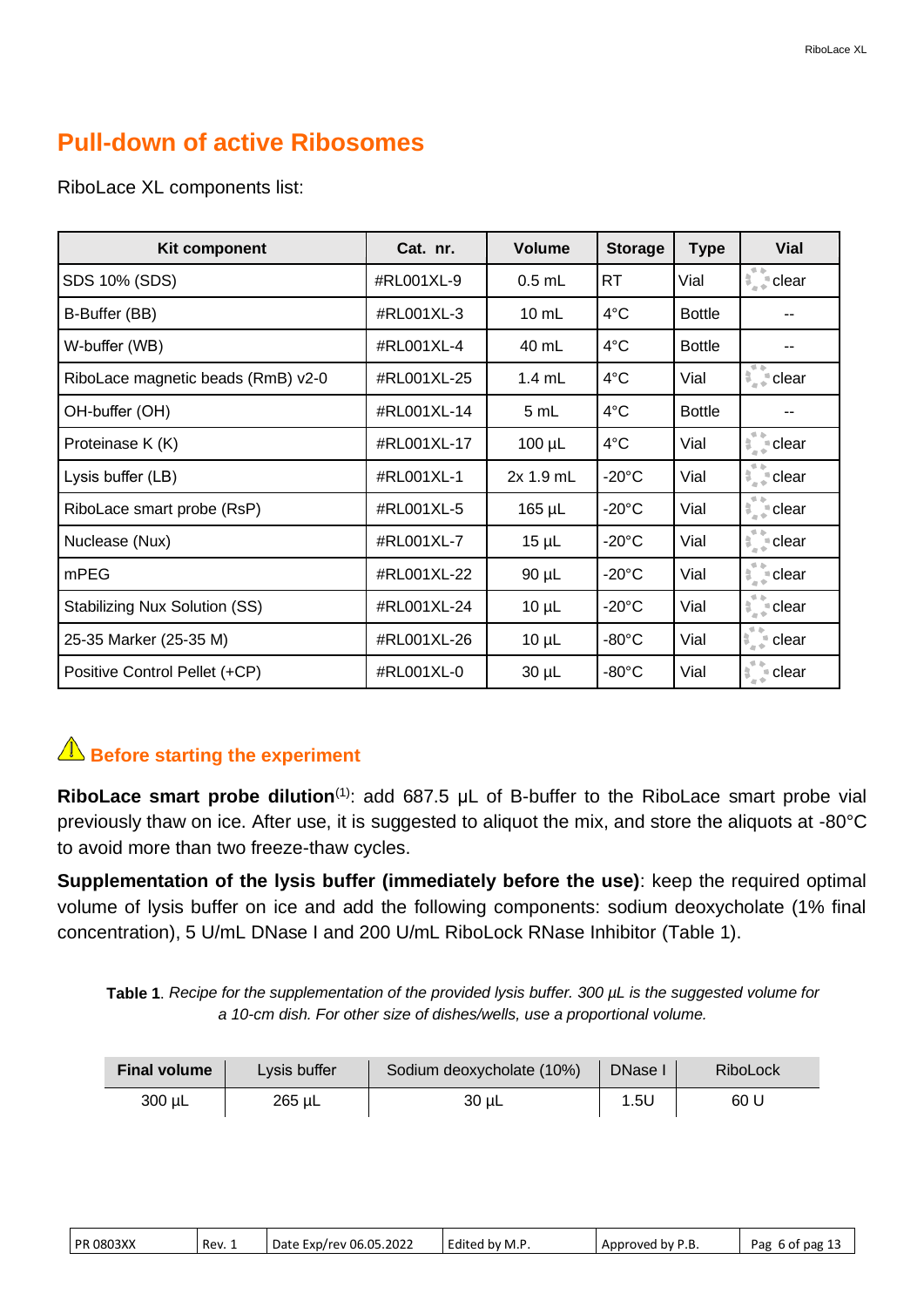## Pull-down of active Ribosomes

RiboLace XL components list:

| Kit component | Cat. nr. | Volume | Storage | Type | Vial |
|---|---|---|---|---|---|
| SDS 10% (SDS) | #RL001XL-9 | 0.5 mL | RT | Vial | clear |
| B-Buffer (BB) | #RL001XL-3 | 10 mL | 4°C | Bottle | -- |
| W-buffer (WB) | #RL001XL-4 | 40 mL | 4°C | Bottle | -- |
| RiboLace magnetic beads (RmB) v2-0 | #RL001XL-25 | 1.4 mL | 4°C | Vial | clear |
| OH-buffer (OH) | #RL001XL-14 | 5 mL | 4°C | Bottle | -- |
| Proteinase K (K) | #RL001XL-17 | 100 µL | 4°C | Vial | clear |
| Lysis buffer (LB) | #RL001XL-1 | 2x 1.9 mL | -20°C | Vial | clear |
| RiboLace smart probe (RsP) | #RL001XL-5 | 165 µL | -20°C | Vial | clear |
| Nuclease (Nux) | #RL001XL-7 | 15 µL | -20°C | Vial | clear |
| mPEG | #RL001XL-22 | 90 µL | -20°C | Vial | clear |
| Stabilizing Nux Solution (SS) | #RL001XL-24 | 10 µL | -20°C | Vial | clear |
| 25-35 Marker (25-35 M) | #RL001XL-26 | 10 µL | -80°C | Vial | clear |
| Positive Control Pellet (+CP) | #RL001XL-0 | 30 µL | -80°C | Vial | clear |

### ⚠ Before starting the experiment

**RiboLace smart probe dilution**[1]: add 687.5 µL of B-buffer to the RiboLace smart probe vial previously thaw on ice. After use, it is suggested to aliquot the mix, and store the aliquots at -80°C to avoid more than two freeze-thaw cycles.

**Supplementation of the lysis buffer (immediately before the use)**: keep the required optimal volume of lysis buffer on ice and add the following components: sodium deoxycholate (1% final concentration), 5 U/mL DNase I and 200 U/mL RiboLock RNase Inhibitor (Table 1).

**Table 1**. *Recipe for the supplementation of the provided lysis buffer. 300 µL is the suggested volume for a 10-cm dish. For other size of dishes/wells, use a proportional volume.*

| Final volume | Lysis buffer | Sodium deoxycholate (10%) | DNase I | RiboLock |
|---|---|---|---|---|
| 300 µL | 265 µL | 30 µL | 1.5U | 60 U |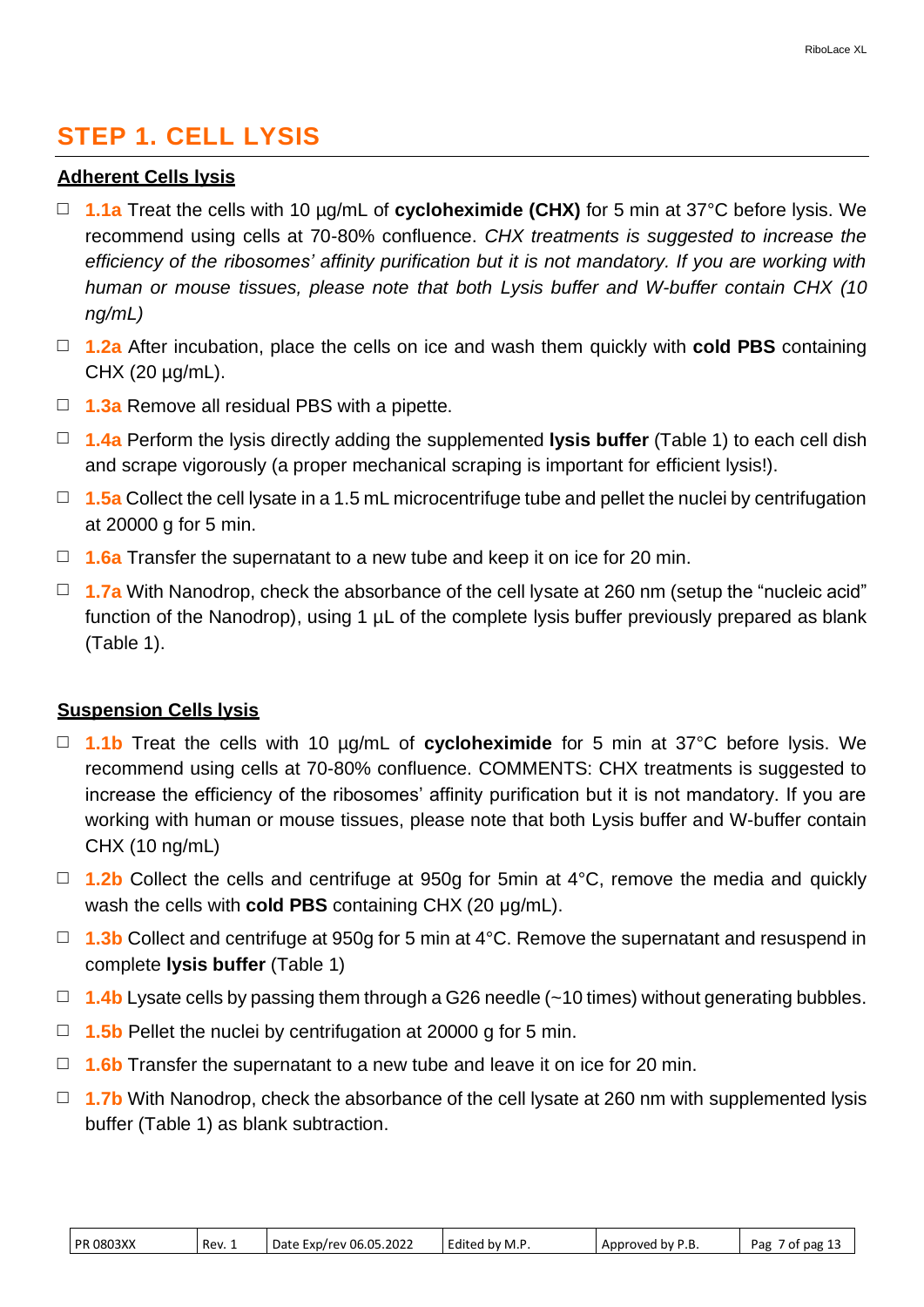# STEP 1. CELL LYSIS

**Adherent Cells lysis**

- ☐ **1.1a** Treat the cells with 10 µg/mL of **cycloheximide (CHX)** for 5 min at 37°C before lysis. We recommend using cells at 70-80% confluence. *CHX treatments is suggested to increase the efficiency of the ribosomes' affinity purification but it is not mandatory. If you are working with human or mouse tissues, please note that both Lysis buffer and W-buffer contain CHX (10 ng/mL)*
- ☐ **1.2a** After incubation, place the cells on ice and wash them quickly with **cold PBS** containing CHX (20 µg/mL).
- ☐ **1.3a** Remove all residual PBS with a pipette.
- ☐ **1.4a** Perform the lysis directly adding the supplemented **lysis buffer** (Table 1) to each cell dish and scrape vigorously (a proper mechanical scraping is important for efficient lysis!).
- ☐ **1.5a** Collect the cell lysate in a 1.5 mL microcentrifuge tube and pellet the nuclei by centrifugation at 20000 g for 5 min.
- ☐ **1.6a** Transfer the supernatant to a new tube and keep it on ice for 20 min.
- ☐ **1.7a** With Nanodrop, check the absorbance of the cell lysate at 260 nm (setup the "nucleic acid" function of the Nanodrop), using 1 µL of the complete lysis buffer previously prepared as blank (Table 1).

**Suspension Cells lysis**

- ☐ **1.1b** Treat the cells with 10 µg/mL of **cycloheximide** for 5 min at 37°C before lysis. We recommend using cells at 70-80% confluence. COMMENTS: CHX treatments is suggested to increase the efficiency of the ribosomes' affinity purification but it is not mandatory. If you are working with human or mouse tissues, please note that both Lysis buffer and W-buffer contain CHX (10 ng/mL)
- ☐ **1.2b** Collect the cells and centrifuge at 950g for 5min at 4°C, remove the media and quickly wash the cells with **cold PBS** containing CHX (20 µg/mL).
- ☐ **1.3b** Collect and centrifuge at 950g for 5 min at 4°C. Remove the supernatant and resuspend in complete **lysis buffer** (Table 1)
- ☐ **1.4b** Lysate cells by passing them through a G26 needle (~10 times) without generating bubbles.
- ☐ **1.5b** Pellet the nuclei by centrifugation at 20000 g for 5 min.
- ☐ **1.6b** Transfer the supernatant to a new tube and leave it on ice for 20 min.
- ☐ **1.7b** With Nanodrop, check the absorbance of the cell lysate at 260 nm with supplemented lysis buffer (Table 1) as blank subtraction.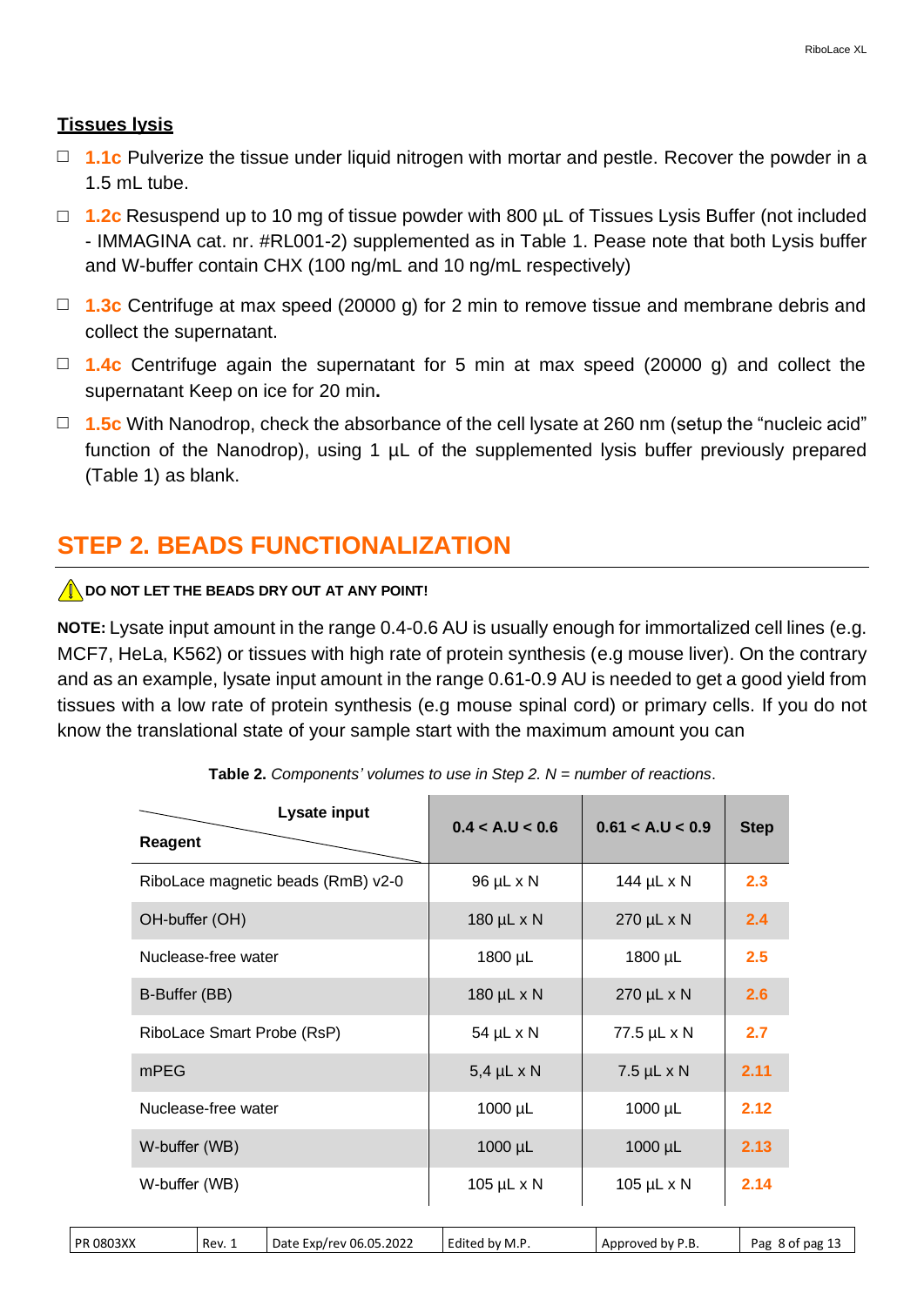**Tissues lysis**

- ☐ **1.1c** Pulverize the tissue under liquid nitrogen with mortar and pestle. Recover the powder in a 1.5 mL tube.
- ☐ **1.2c** Resuspend up to 10 mg of tissue powder with 800 µL of Tissues Lysis Buffer (not included - IMMAGINA cat. nr. #RL001-2) supplemented as in Table 1. Pease note that both Lysis buffer and W-buffer contain CHX (100 ng/mL and 10 ng/mL respectively)
- ☐ **1.3c** Centrifuge at max speed (20000 g) for 2 min to remove tissue and membrane debris and collect the supernatant.
- ☐ **1.4c** Centrifuge again the supernatant for 5 min at max speed (20000 g) and collect the supernatant Keep on ice for 20 min**.**
- ☐ **1.5c** With Nanodrop, check the absorbance of the cell lysate at 260 nm (setup the "nucleic acid" function of the Nanodrop), using 1 µL of the supplemented lysis buffer previously prepared (Table 1) as blank.

# STEP 2. BEADS FUNCTIONALIZATION

⚠ **DO NOT LET THE BEADS DRY OUT AT ANY POINT!**

**NOTE:** Lysate input amount in the range 0.4-0.6 AU is usually enough for immortalized cell lines (e.g. MCF7, HeLa, K562) or tissues with high rate of protein synthesis (e.g mouse liver). On the contrary and as an example, lysate input amount in the range 0.61-0.9 AU is needed to get a good yield from tissues with a low rate of protein synthesis (e.g mouse spinal cord) or primary cells. If you do not know the translational state of your sample start with the maximum amount you can

**Table 2.** *Components' volumes to use in Step 2. N = number of reactions*.

| Reagent \ Lysate input | 0.4 < A.U < 0.6 | 0.61 < A.U < 0.9 | Step |
|---|---|---|---|
| RiboLace magnetic beads (RmB) v2-0 | 96 µL x N | 144 µL x N | 2.3 |
| OH-buffer (OH) | 180 µL x N | 270 µL x N | 2.4 |
| Nuclease-free water | 1800 µL | 1800 µL | 2.5 |
| B-Buffer (BB) | 180 µL x N | 270 µL x N | 2.6 |
| RiboLace Smart Probe (RsP) | 54 µL x N | 77.5 µL x N | 2.7 |
| mPEG | 5,4 µL x N | 7.5 µL x N | 2.11 |
| Nuclease-free water | 1000 µL | 1000 µL | 2.12 |
| W-buffer (WB) | 1000 µL | 1000 µL | 2.13 |
| W-buffer (WB) | 105 µL x N | 105 µL x N | 2.14 |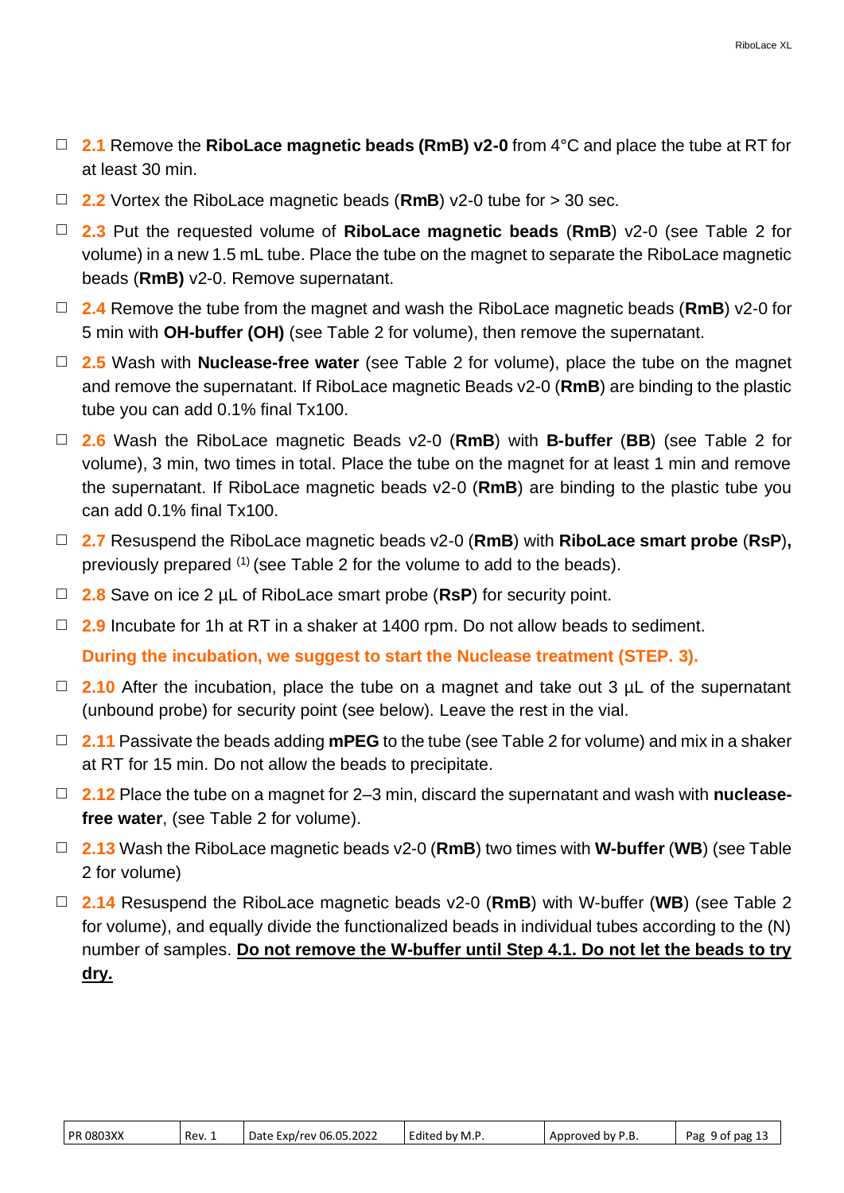- ☐ **2.1** Remove the **RiboLace magnetic beads (RmB) v2-0** from 4°C and place the tube at RT for at least 30 min.
- ☐ **2.2** Vortex the RiboLace magnetic beads (**RmB**) v2-0 tube for > 30 sec.
- ☐ **2.3** Put the requested volume of **RiboLace magnetic beads** (**RmB**) v2-0 (see Table 2 for volume) in a new 1.5 mL tube. Place the tube on the magnet to separate the RiboLace magnetic beads (**RmB)** v2-0. Remove supernatant.
- ☐ **2.4** Remove the tube from the magnet and wash the RiboLace magnetic beads (**RmB**) v2-0 for 5 min with **OH-buffer (OH)** (see Table 2 for volume), then remove the supernatant.
- ☐ **2.5** Wash with **Nuclease-free water** (see Table 2 for volume), place the tube on the magnet and remove the supernatant. If RiboLace magnetic Beads v2-0 (**RmB**) are binding to the plastic tube you can add 0.1% final Tx100.
- ☐ **2.6** Wash the RiboLace magnetic Beads v2-0 (**RmB**) with **B-buffer** (**BB**) (see Table 2 for volume), 3 min, two times in total. Place the tube on the magnet for at least 1 min and remove the supernatant. If RiboLace magnetic beads v2-0 (**RmB**) are binding to the plastic tube you can add 0.1% final Tx100.
- ☐ **2.7** Resuspend the RiboLace magnetic beads v2-0 (**RmB**) with **RiboLace smart probe** (**RsP**)**,** previously prepared [(1)] (see Table 2 for the volume to add to the beads).
- ☐ **2.8** Save on ice 2 µL of RiboLace smart probe (**RsP**) for security point.
- ☐ **2.9** Incubate for 1h at RT in a shaker at 1400 rpm. Do not allow beads to sediment.

  **During the incubation, we suggest to start the Nuclease treatment (STEP. 3).**
- ☐ **2.10** After the incubation, place the tube on a magnet and take out 3 µL of the supernatant (unbound probe) for security point (see below). Leave the rest in the vial.
- ☐ **2.11** Passivate the beads adding **mPEG** to the tube (see Table 2 for volume) and mix in a shaker at RT for 15 min. Do not allow the beads to precipitate.
- ☐ **2.12** Place the tube on a magnet for 2–3 min, discard the supernatant and wash with **nuclease-free water**, (see Table 2 for volume).
- ☐ **2.13** Wash the RiboLace magnetic beads v2-0 (**RmB**) two times with **W-buffer** (**WB**) (see Table 2 for volume)
- ☐ **2.14** Resuspend the RiboLace magnetic beads v2-0 (**RmB**) with W-buffer (**WB**) (see Table 2 for volume), and equally divide the functionalized beads in individual tubes according to the (N) number of samples. **<u>Do not remove the W-buffer until Step 4.1. Do not let the beads to try dry.</u>**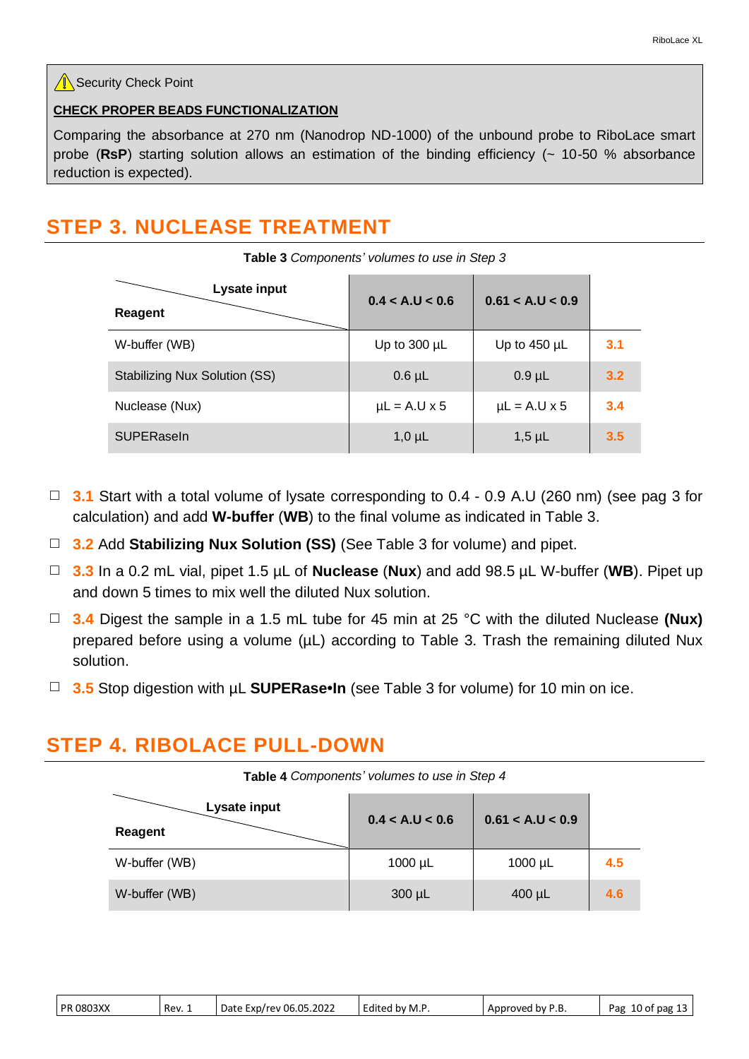⚠ Security Check Point

**CHECK PROPER BEADS FUNCTIONALIZATION**

Comparing the absorbance at 270 nm (Nanodrop ND-1000) of the unbound probe to RiboLace smart probe (**RsP**) starting solution allows an estimation of the binding efficiency (~ 10-50 % absorbance reduction is expected).

## STEP 3. NUCLEASE TREATMENT

**Table 3** *Components' volumes to use in Step 3*

| Reagent \ Lysate input | 0.4 < A.U < 0.6 | 0.61 < A.U < 0.9 | |
|---|---|---|---|
| W-buffer (WB) | Up to 300 µL | Up to 450 µL | 3.1 |
| Stabilizing Nux Solution (SS) | 0.6 µL | 0.9 µL | 3.2 |
| Nuclease (Nux) | µL = A.U x 5 | µL = A.U x 5 | 3.4 |
| SUPERaseIn | 1,0 µL | 1,5 µL | 3.5 |

- ☐ **3.1** Start with a total volume of lysate corresponding to 0.4 - 0.9 A.U (260 nm) (see pag 3 for calculation) and add **W-buffer** (**WB**) to the final volume as indicated in Table 3.
- ☐ **3.2** Add **Stabilizing Nux Solution (SS)** (See Table 3 for volume) and pipet.
- ☐ **3.3** In a 0.2 mL vial, pipet 1.5 µL of **Nuclease** (**Nux**) and add 98.5 µL W-buffer (**WB**). Pipet up and down 5 times to mix well the diluted Nux solution.
- ☐ **3.4** Digest the sample in a 1.5 mL tube for 45 min at 25 °C with the diluted Nuclease **(Nux)** prepared before using a volume (µL) according to Table 3. Trash the remaining diluted Nux solution.
- ☐ **3.5** Stop digestion with µL **SUPERase•In** (see Table 3 for volume) for 10 min on ice.

## STEP 4. RIBOLACE PULL-DOWN

**Table 4** *Components' volumes to use in Step 4*

| Reagent \ Lysate input | 0.4 < A.U < 0.6 | 0.61 < A.U < 0.9 | |
|---|---|---|---|
| W-buffer (WB) | 1000 µL | 1000 µL | 4.5 |
| W-buffer (WB) | 300 µL | 400 µL | 4.6 |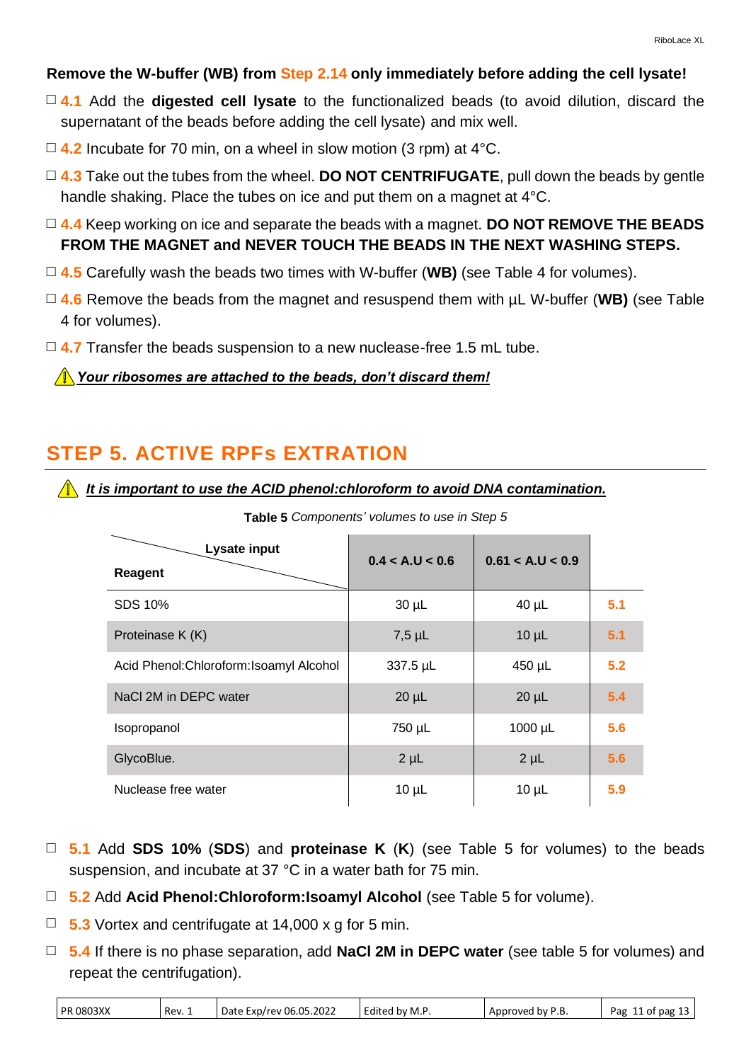**Remove the W-buffer (WB) from Step 2.14 only immediately before adding the cell lysate!**

- ☐ **4.1** Add the **digested cell lysate** to the functionalized beads (to avoid dilution, discard the supernatant of the beads before adding the cell lysate) and mix well.
- ☐ **4.2** Incubate for 70 min, on a wheel in slow motion (3 rpm) at 4°C.
- ☐ **4.3** Take out the tubes from the wheel. **DO NOT CENTRIFUGATE**, pull down the beads by gentle handle shaking. Place the tubes on ice and put them on a magnet at 4°C.
- ☐ **4.4** Keep working on ice and separate the beads with a magnet. **DO NOT REMOVE THE BEADS FROM THE MAGNET and NEVER TOUCH THE BEADS IN THE NEXT WASHING STEPS.**
- ☐ **4.5** Carefully wash the beads two times with W-buffer (**WB)** (see Table 4 for volumes).
- ☐ **4.6** Remove the beads from the magnet and resuspend them with µL W-buffer (**WB)** (see Table 4 for volumes).
- ☐ **4.7** Transfer the beads suspension to a new nuclease-free 1.5 mL tube.

⚠ ***Your ribosomes are attached to the beads, don't discard them!***

## STEP 5. ACTIVE RPFs EXTRATION

⚠ ***It is important to use the ACID phenol:chloroform to avoid DNA contamination.***

**Table 5** *Components' volumes to use in Step 5*

| Reagent \ Lysate input | 0.4 < A.U < 0.6 | 0.61 < A.U < 0.9 | |
|---|---|---|---|
| SDS 10% | 30 µL | 40 µL | 5.1 |
| Proteinase K (K) | 7,5 µL | 10 µL | 5.1 |
| Acid Phenol:Chloroform:Isoamyl Alcohol | 337.5 µL | 450 µL | 5.2 |
| NaCl 2M in DEPC water | 20 µL | 20 µL | 5.4 |
| Isopropanol | 750 µL | 1000 µL | 5.6 |
| GlycoBlue. | 2 µL | 2 µL | 5.6 |
| Nuclease free water | 10 µL | 10 µL | 5.9 |

- ☐ **5.1** Add **SDS 10%** (**SDS**) and **proteinase K** (**K**) (see Table 5 for volumes) to the beads suspension, and incubate at 37 °C in a water bath for 75 min.
- ☐ **5.2** Add **Acid Phenol:Chloroform:Isoamyl Alcohol** (see Table 5 for volume).
- ☐ **5.3** Vortex and centrifugate at 14,000 x g for 5 min.
- ☐ **5.4** If there is no phase separation, add **NaCl 2M in DEPC water** (see table 5 for volumes) and repeat the centrifugation).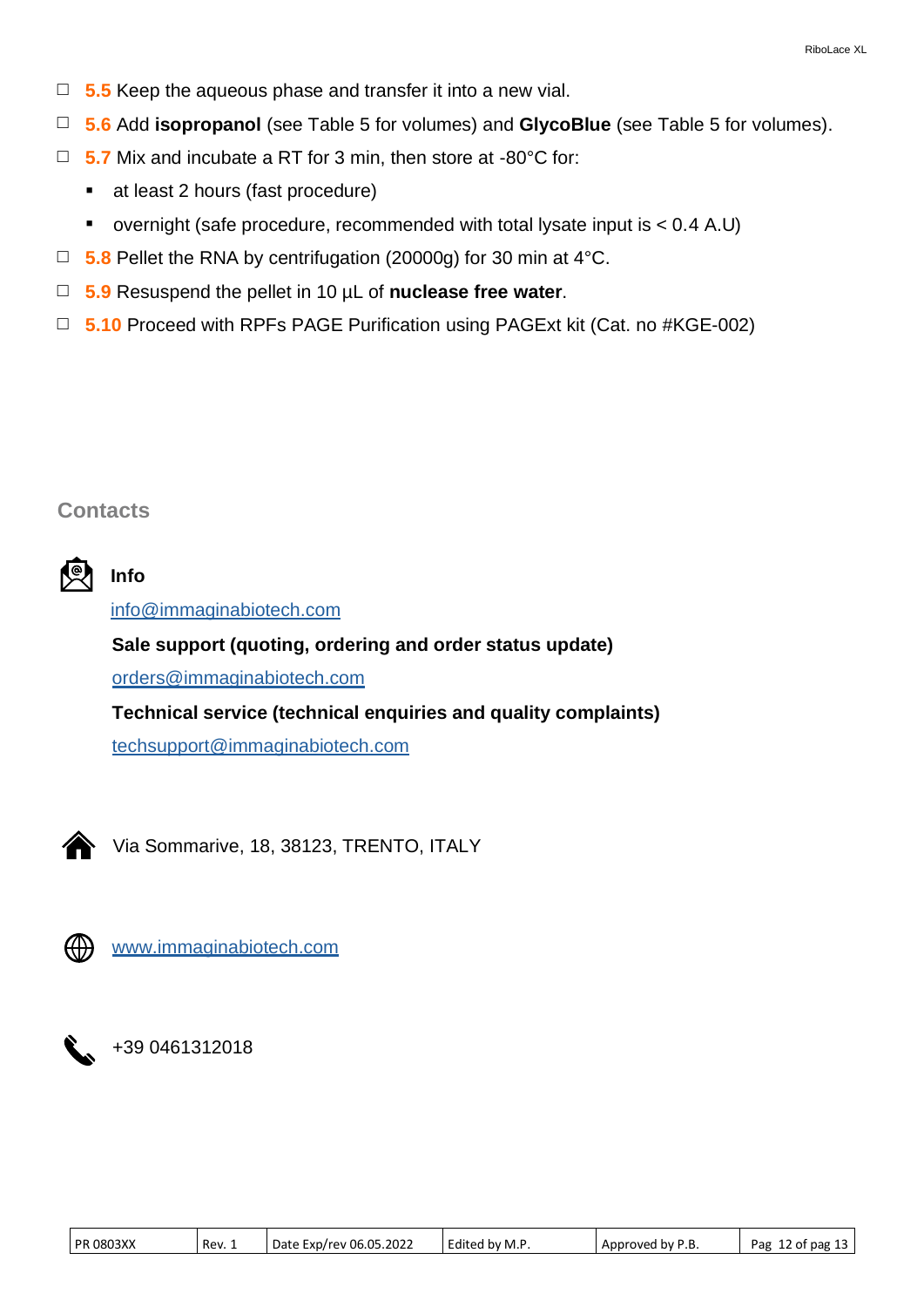- ☐ **5.5** Keep the aqueous phase and transfer it into a new vial.
- ☐ **5.6** Add **isopropanol** (see Table 5 for volumes) and **GlycoBlue** (see Table 5 for volumes).
- ☐ **5.7** Mix and incubate a RT for 3 min, then store at -80°C for:
  - at least 2 hours (fast procedure)
  - overnight (safe procedure, recommended with total lysate input is < 0.4 A.U)
- ☐ **5.8** Pellet the RNA by centrifugation (20000g) for 30 min at 4°C.
- ☐ **5.9** Resuspend the pellet in 10 µL of **nuclease free water**.
- ☐ **5.10** Proceed with RPFs PAGE Purification using PAGExt kit (Cat. no #KGE-002)

## Contacts

**Info**

info@immaginabiotech.com

**Sale support (quoting, ordering and order status update)**

orders@immaginabiotech.com

**Technical service (technical enquiries and quality complaints)**

techsupport@immaginabiotech.com

Via Sommarive, 18, 38123, TRENTO, ITALY

www.immaginabiotech.com

+39 0461312018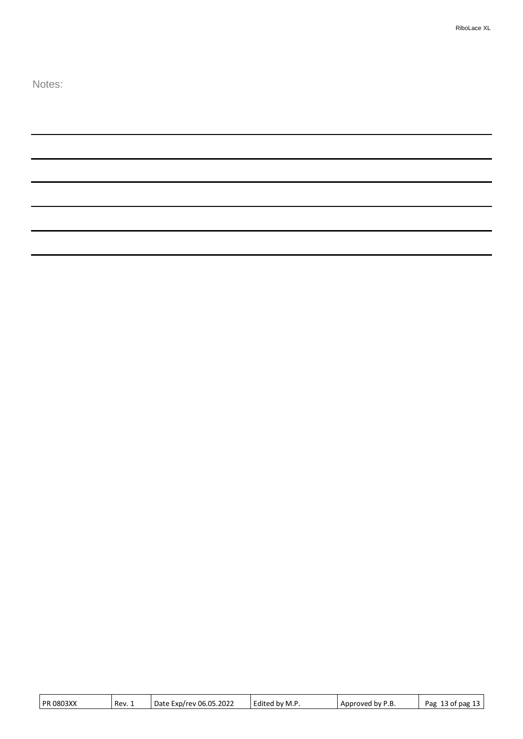Notes: